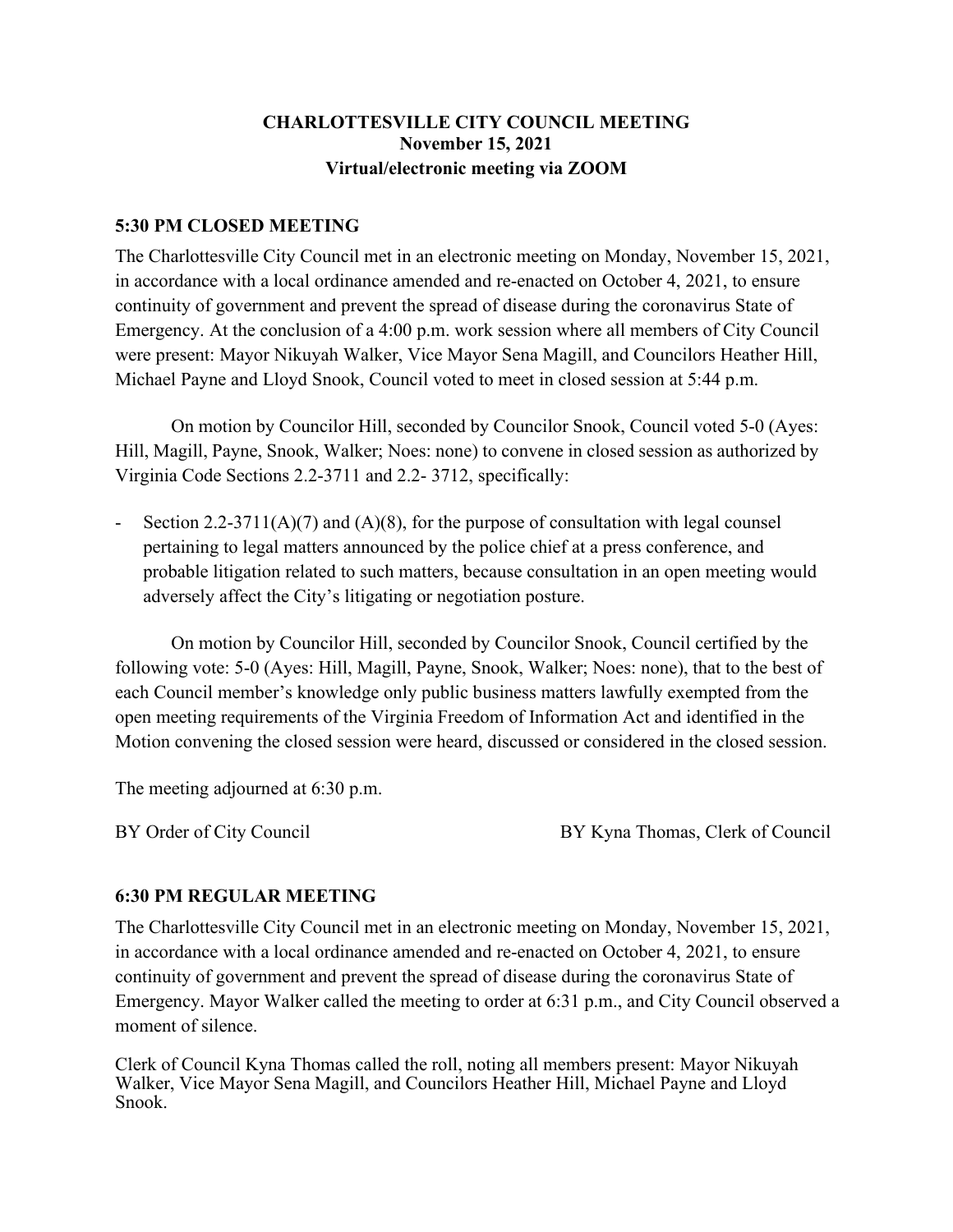# CHARLOTTESVILLE CITY COUNCIL MEETING
## November 15, 2021
## Virtual/electronic meeting via ZOOM

### 5:30 PM CLOSED MEETING

The Charlottesville City Council met in an electronic meeting on Monday, November 15, 2021, in accordance with a local ordinance amended and re-enacted on October 4, 2021, to ensure continuity of government and prevent the spread of disease during the coronavirus State of Emergency. At the conclusion of a 4:00 p.m. work session where all members of City Council were present: Mayor Nikuyah Walker, Vice Mayor Sena Magill, and Councilors Heather Hill, Michael Payne and Lloyd Snook, Council voted to meet in closed session at 5:44 p.m.

On motion by Councilor Hill, seconded by Councilor Snook, Council voted 5-0 (Ayes: Hill, Magill, Payne, Snook, Walker; Noes: none) to convene in closed session as authorized by Virginia Code Sections 2.2-3711 and 2.2- 3712, specifically:

- Section 2.2-3711(A)(7) and (A)(8), for the purpose of consultation with legal counsel pertaining to legal matters announced by the police chief at a press conference, and probable litigation related to such matters, because consultation in an open meeting would adversely affect the City's litigating or negotiation posture.

On motion by Councilor Hill, seconded by Councilor Snook, Council certified by the following vote: 5-0 (Ayes: Hill, Magill, Payne, Snook, Walker; Noes: none), that to the best of each Council member's knowledge only public business matters lawfully exempted from the open meeting requirements of the Virginia Freedom of Information Act and identified in the Motion convening the closed session were heard, discussed or considered in the closed session.

The meeting adjourned at 6:30 p.m.

BY Order of City Council                BY Kyna Thomas, Clerk of Council

### 6:30 PM REGULAR MEETING

The Charlottesville City Council met in an electronic meeting on Monday, November 15, 2021, in accordance with a local ordinance amended and re-enacted on October 4, 2021, to ensure continuity of government and prevent the spread of disease during the coronavirus State of Emergency. Mayor Walker called the meeting to order at 6:31 p.m., and City Council observed a moment of silence.

Clerk of Council Kyna Thomas called the roll, noting all members present: Mayor Nikuyah Walker, Vice Mayor Sena Magill, and Councilors Heather Hill, Michael Payne and Lloyd Snook.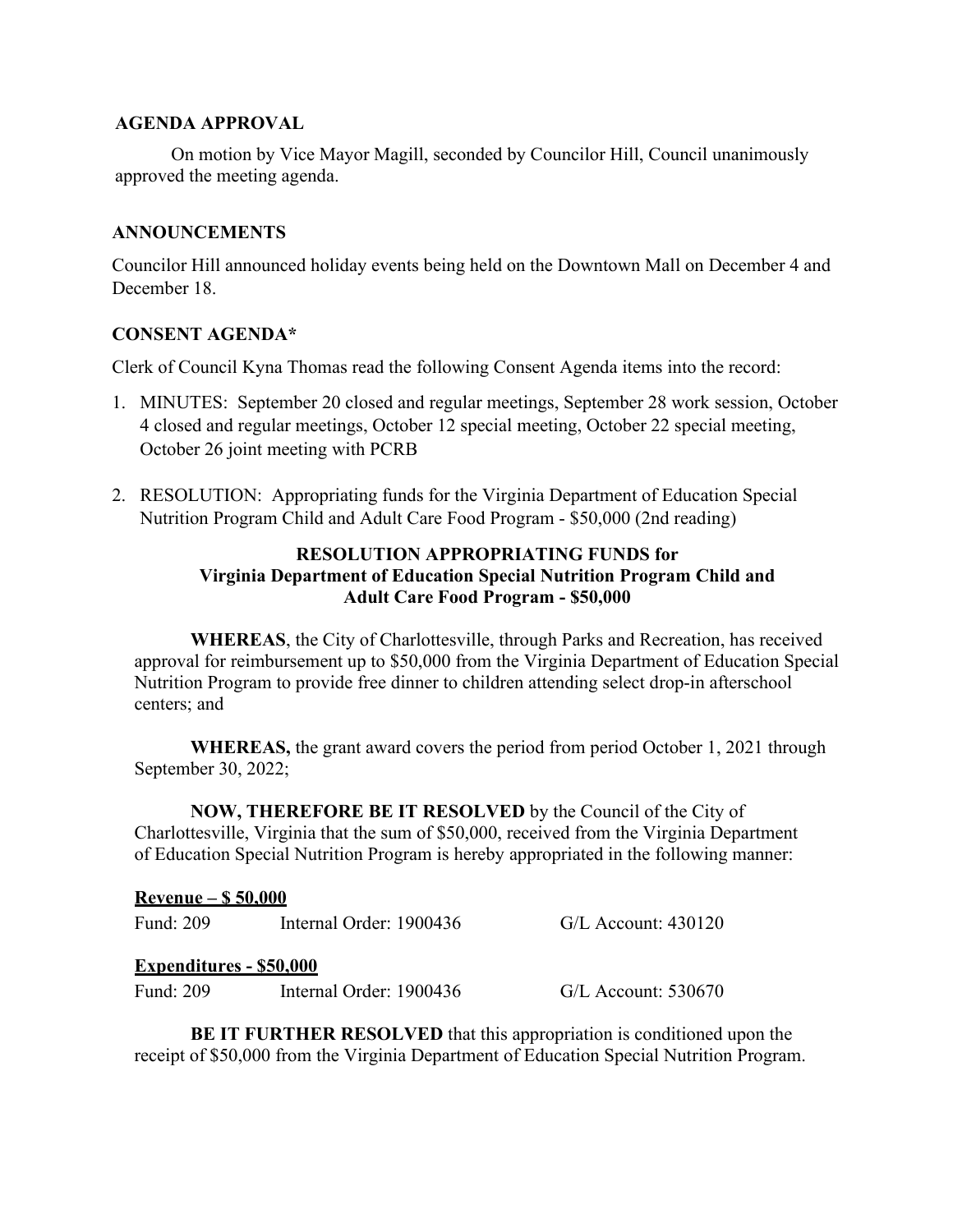**AGENDA APPROVAL**

On motion by Vice Mayor Magill, seconded by Councilor Hill, Council unanimously approved the meeting agenda.

**ANNOUNCEMENTS**

Councilor Hill announced holiday events being held on the Downtown Mall on December 4 and December 18.

**CONSENT AGENDA***

Clerk of Council Kyna Thomas read the following Consent Agenda items into the record:

1. MINUTES: September 20 closed and regular meetings, September 28 work session, October 4 closed and regular meetings, October 12 special meeting, October 22 special meeting, October 26 joint meeting with PCRB

2. RESOLUTION: Appropriating funds for the Virginia Department of Education Special Nutrition Program Child and Adult Care Food Program - $50,000 (2nd reading)

**RESOLUTION APPROPRIATING FUNDS for Virginia Department of Education Special Nutrition Program Child and Adult Care Food Program - $50,000**

**WHEREAS**, the City of Charlottesville, through Parks and Recreation, has received approval for reimbursement up to $50,000 from the Virginia Department of Education Special Nutrition Program to provide free dinner to children attending select drop-in afterschool centers; and

**WHEREAS,** the grant award covers the period from period October 1, 2021 through September 30, 2022;

**NOW, THEREFORE BE IT RESOLVED** by the Council of the City of Charlottesville, Virginia that the sum of $50,000, received from the Virginia Department of Education Special Nutrition Program is hereby appropriated in the following manner:

**Revenue – $ 50,000**

| | | |
|---|---|---|
| Fund: 209 | Internal Order: 1900436 | G/L Account: 430120 |

**Expenditures - $50,000**

| | | |
|---|---|---|
| Fund: 209 | Internal Order: 1900436 | G/L Account: 530670 |

**BE IT FURTHER RESOLVED** that this appropriation is conditioned upon the receipt of $50,000 from the Virginia Department of Education Special Nutrition Program.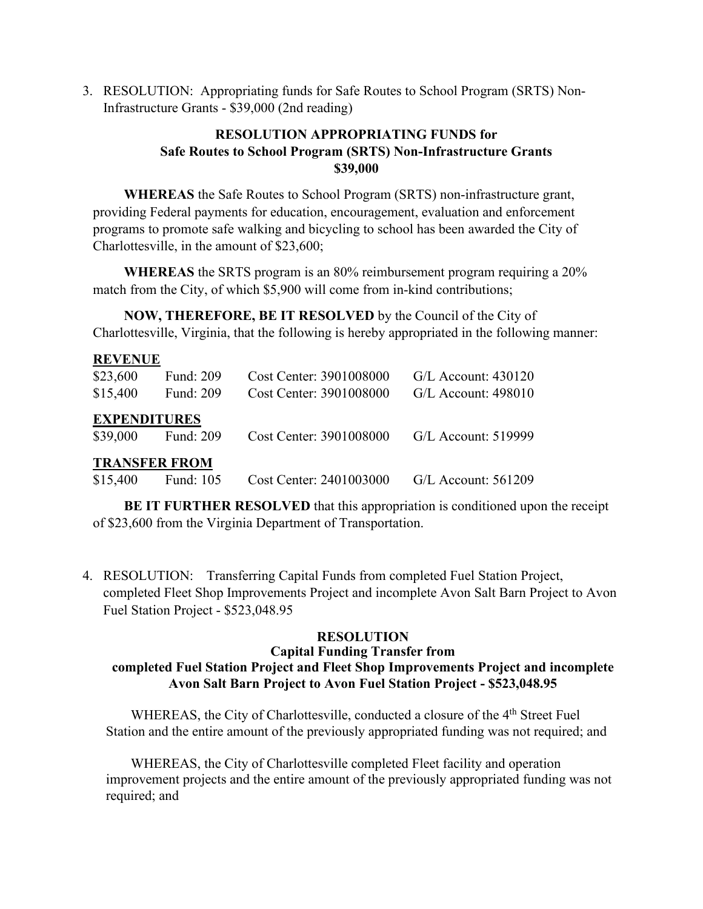3. RESOLUTION: Appropriating funds for Safe Routes to School Program (SRTS) Non-Infrastructure Grants - $39,000 (2nd reading)

**RESOLUTION APPROPRIATING FUNDS for**
**Safe Routes to School Program (SRTS) Non-Infrastructure Grants**
**$39,000**

**WHEREAS** the Safe Routes to School Program (SRTS) non-infrastructure grant, providing Federal payments for education, encouragement, evaluation and enforcement programs to promote safe walking and bicycling to school has been awarded the City of Charlottesville, in the amount of $23,600;

**WHEREAS** the SRTS program is an 80% reimbursement program requiring a 20% match from the City, of which $5,900 will come from in-kind contributions;

**NOW, THEREFORE, BE IT RESOLVED** by the Council of the City of Charlottesville, Virginia, that the following is hereby appropriated in the following manner:

**REVENUE**

| | | | |
|---|---|---|---|
| $23,600 | Fund: 209 | Cost Center: 3901008000 | G/L Account: 430120 |
| $15,400 | Fund: 209 | Cost Center: 3901008000 | G/L Account: 498010 |

**EXPENDITURES**

| | | | |
|---|---|---|---|
| $39,000 | Fund: 209 | Cost Center: 3901008000 | G/L Account: 519999 |

**TRANSFER FROM**

| | | | |
|---|---|---|---|
| $15,400 | Fund: 105 | Cost Center: 2401003000 | G/L Account: 561209 |

**BE IT FURTHER RESOLVED** that this appropriation is conditioned upon the receipt of $23,600 from the Virginia Department of Transportation.

4. RESOLUTION: Transferring Capital Funds from completed Fuel Station Project, completed Fleet Shop Improvements Project and incomplete Avon Salt Barn Project to Avon Fuel Station Project - $523,048.95

**RESOLUTION**
**Capital Funding Transfer from**
**completed Fuel Station Project and Fleet Shop Improvements Project and incomplete Avon Salt Barn Project to Avon Fuel Station Project - $523,048.95**

WHEREAS, the City of Charlottesville, conducted a closure of the 4th Street Fuel Station and the entire amount of the previously appropriated funding was not required; and

WHEREAS, the City of Charlottesville completed Fleet facility and operation improvement projects and the entire amount of the previously appropriated funding was not required; and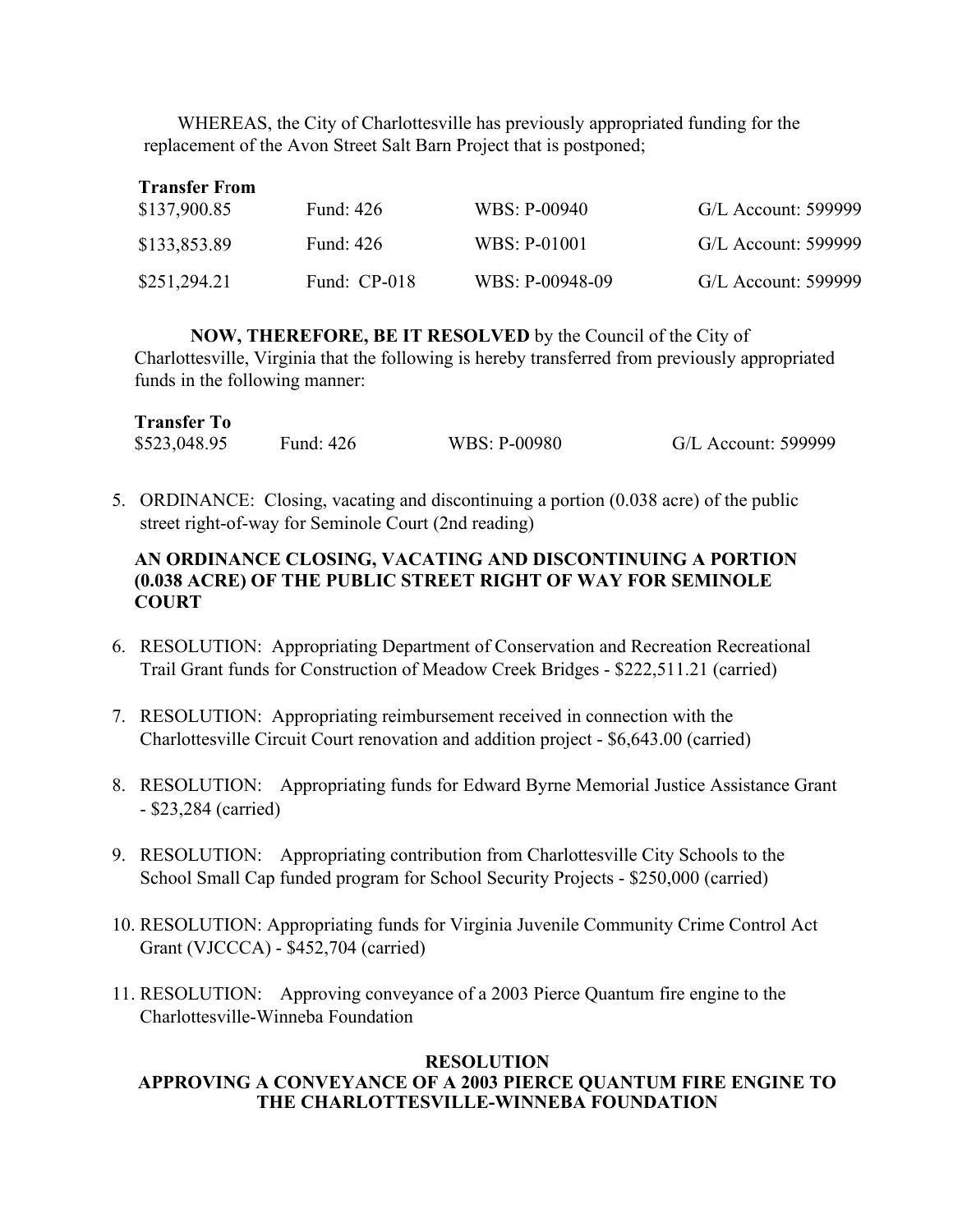WHEREAS, the City of Charlottesville has previously appropriated funding for the replacement of the Avon Street Salt Barn Project that is postponed;

**Transfer From**

| | | | |
|---|---|---|---|
| $137,900.85 | Fund: 426 | WBS: P-00940 | G/L Account: 599999 |
| $133,853.89 | Fund: 426 | WBS: P-01001 | G/L Account: 599999 |
| $251,294.21 | Fund: CP-018 | WBS: P-00948-09 | G/L Account: 599999 |

**NOW, THEREFORE, BE IT RESOLVED** by the Council of the City of Charlottesville, Virginia that the following is hereby transferred from previously appropriated funds in the following manner:

**Transfer To**

| | | | |
|---|---|---|---|
| $523,048.95 | Fund: 426 | WBS: P-00980 | G/L Account: 599999 |

5. ORDINANCE: Closing, vacating and discontinuing a portion (0.038 acre) of the public street right-of-way for Seminole Court (2nd reading)

**AN ORDINANCE CLOSING, VACATING AND DISCONTINUING A PORTION (0.038 ACRE) OF THE PUBLIC STREET RIGHT OF WAY FOR SEMINOLE COURT**

6. RESOLUTION: Appropriating Department of Conservation and Recreation Recreational Trail Grant funds for Construction of Meadow Creek Bridges - $222,511.21 (carried)

7. RESOLUTION: Appropriating reimbursement received in connection with the Charlottesville Circuit Court renovation and addition project - $6,643.00 (carried)

8. RESOLUTION: Appropriating funds for Edward Byrne Memorial Justice Assistance Grant - $23,284 (carried)

9. RESOLUTION: Appropriating contribution from Charlottesville City Schools to the School Small Cap funded program for School Security Projects - $250,000 (carried)

10. RESOLUTION: Appropriating funds for Virginia Juvenile Community Crime Control Act Grant (VJCCCA) - $452,704 (carried)

11. RESOLUTION: Approving conveyance of a 2003 Pierce Quantum fire engine to the Charlottesville-Winneba Foundation

**RESOLUTION**
**APPROVING A CONVEYANCE OF A 2003 PIERCE QUANTUM FIRE ENGINE TO THE CHARLOTTESVILLE-WINNEBA FOUNDATION**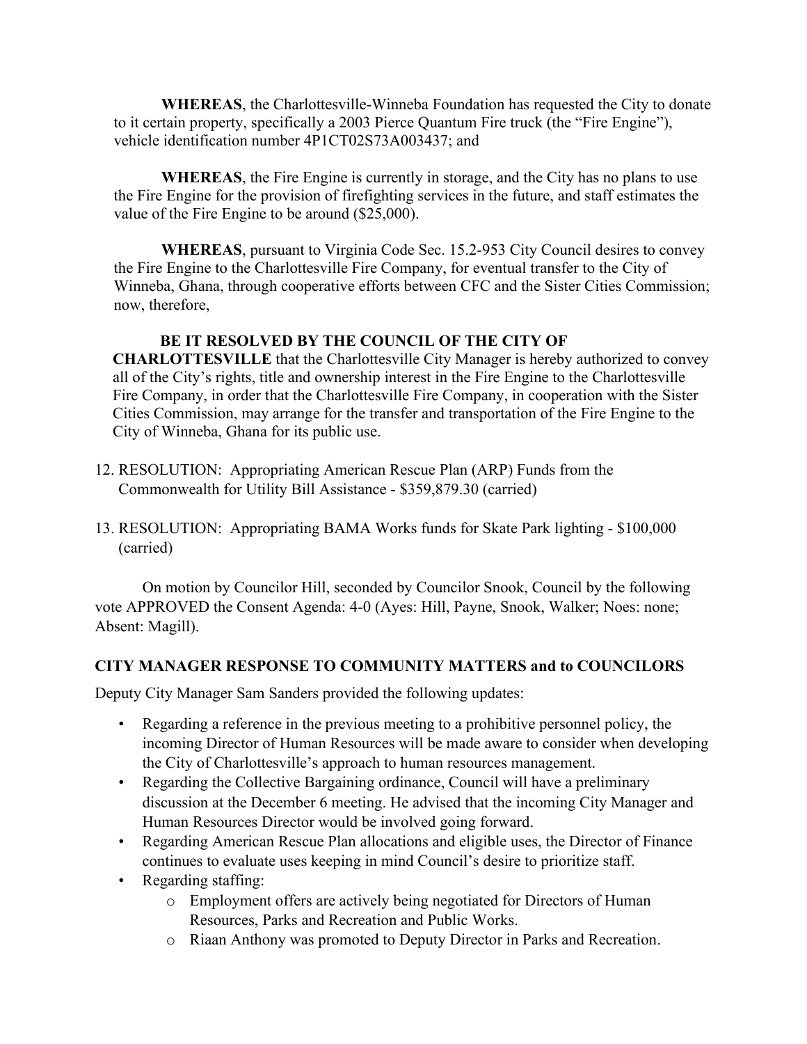**WHEREAS**, the Charlottesville-Winneba Foundation has requested the City to donate to it certain property, specifically a 2003 Pierce Quantum Fire truck (the "Fire Engine"), vehicle identification number 4P1CT02S73A003437; and

**WHEREAS**, the Fire Engine is currently in storage, and the City has no plans to use the Fire Engine for the provision of firefighting services in the future, and staff estimates the value of the Fire Engine to be around ($25,000).

**WHEREAS**, pursuant to Virginia Code Sec. 15.2-953 City Council desires to convey the Fire Engine to the Charlottesville Fire Company, for eventual transfer to the City of Winneba, Ghana, through cooperative efforts between CFC and the Sister Cities Commission; now, therefore,

**BE IT RESOLVED BY THE COUNCIL OF THE CITY OF CHARLOTTESVILLE** that the Charlottesville City Manager is hereby authorized to convey all of the City's rights, title and ownership interest in the Fire Engine to the Charlottesville Fire Company, in order that the Charlottesville Fire Company, in cooperation with the Sister Cities Commission, may arrange for the transfer and transportation of the Fire Engine to the City of Winneba, Ghana for its public use.

12. RESOLUTION: Appropriating American Rescue Plan (ARP) Funds from the Commonwealth for Utility Bill Assistance - $359,879.30 (carried)

13. RESOLUTION: Appropriating BAMA Works funds for Skate Park lighting - $100,000 (carried)

On motion by Councilor Hill, seconded by Councilor Snook, Council by the following vote APPROVED the Consent Agenda: 4-0 (Ayes: Hill, Payne, Snook, Walker; Noes: none; Absent: Magill).

## CITY MANAGER RESPONSE TO COMMUNITY MATTERS and to COUNCILORS

Deputy City Manager Sam Sanders provided the following updates:

- Regarding a reference in the previous meeting to a prohibitive personnel policy, the incoming Director of Human Resources will be made aware to consider when developing the City of Charlottesville's approach to human resources management.
- Regarding the Collective Bargaining ordinance, Council will have a preliminary discussion at the December 6 meeting. He advised that the incoming City Manager and Human Resources Director would be involved going forward.
- Regarding American Rescue Plan allocations and eligible uses, the Director of Finance continues to evaluate uses keeping in mind Council's desire to prioritize staff.
- Regarding staffing:
  - Employment offers are actively being negotiated for Directors of Human Resources, Parks and Recreation and Public Works.
  - Riaan Anthony was promoted to Deputy Director in Parks and Recreation.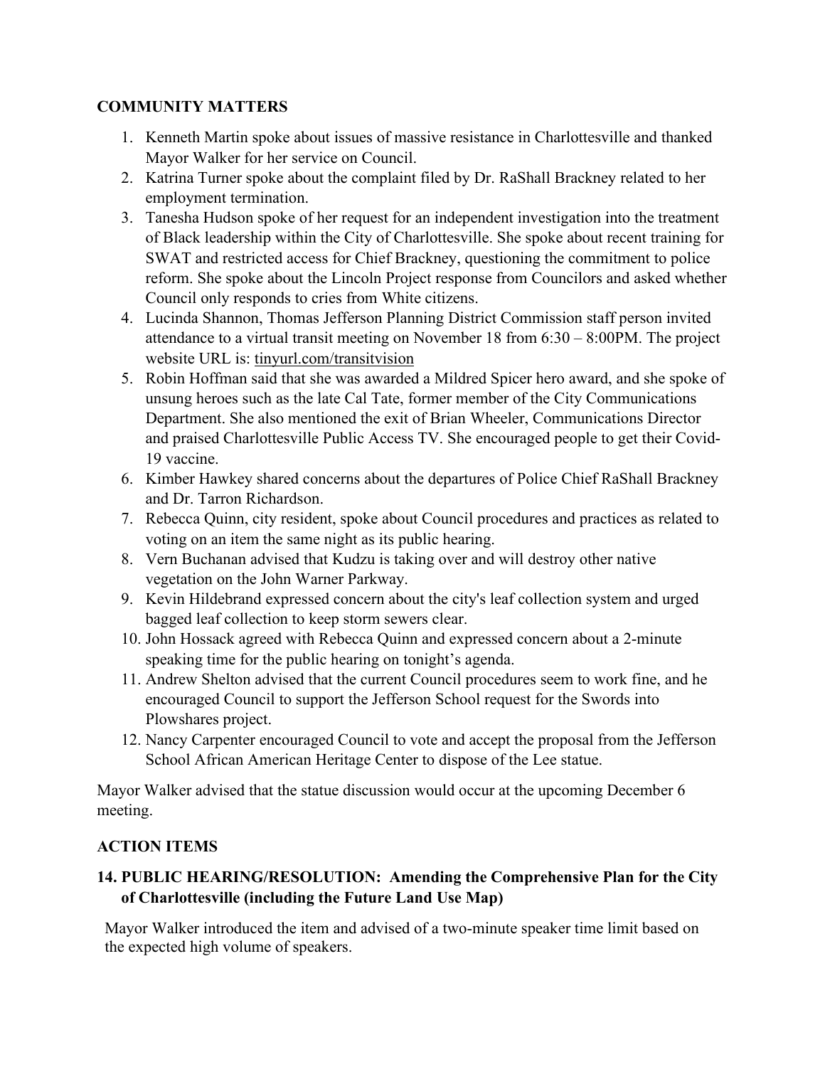### COMMUNITY MATTERS

1. Kenneth Martin spoke about issues of massive resistance in Charlottesville and thanked Mayor Walker for her service on Council.
2. Katrina Turner spoke about the complaint filed by Dr. RaShall Brackney related to her employment termination.
3. Tanesha Hudson spoke of her request for an independent investigation into the treatment of Black leadership within the City of Charlottesville. She spoke about recent training for SWAT and restricted access for Chief Brackney, questioning the commitment to police reform. She spoke about the Lincoln Project response from Councilors and asked whether Council only responds to cries from White citizens.
4. Lucinda Shannon, Thomas Jefferson Planning District Commission staff person invited attendance to a virtual transit meeting on November 18 from 6:30 – 8:00PM. The project website URL is: tinyurl.com/transitvision
5. Robin Hoffman said that she was awarded a Mildred Spicer hero award, and she spoke of unsung heroes such as the late Cal Tate, former member of the City Communications Department. She also mentioned the exit of Brian Wheeler, Communications Director and praised Charlottesville Public Access TV. She encouraged people to get their Covid-19 vaccine.
6. Kimber Hawkey shared concerns about the departures of Police Chief RaShall Brackney and Dr. Tarron Richardson.
7. Rebecca Quinn, city resident, spoke about Council procedures and practices as related to voting on an item the same night as its public hearing.
8. Vern Buchanan advised that Kudzu is taking over and will destroy other native vegetation on the John Warner Parkway.
9. Kevin Hildebrand expressed concern about the city's leaf collection system and urged bagged leaf collection to keep storm sewers clear.
10. John Hossack agreed with Rebecca Quinn and expressed concern about a 2-minute speaking time for the public hearing on tonight's agenda.
11. Andrew Shelton advised that the current Council procedures seem to work fine, and he encouraged Council to support the Jefferson School request for the Swords into Plowshares project.
12. Nancy Carpenter encouraged Council to vote and accept the proposal from the Jefferson School African American Heritage Center to dispose of the Lee statue.

Mayor Walker advised that the statue discussion would occur at the upcoming December 6 meeting.

### ACTION ITEMS

#### 14. PUBLIC HEARING/RESOLUTION: Amending the Comprehensive Plan for the City of Charlottesville (including the Future Land Use Map)

Mayor Walker introduced the item and advised of a two-minute speaker time limit based on the expected high volume of speakers.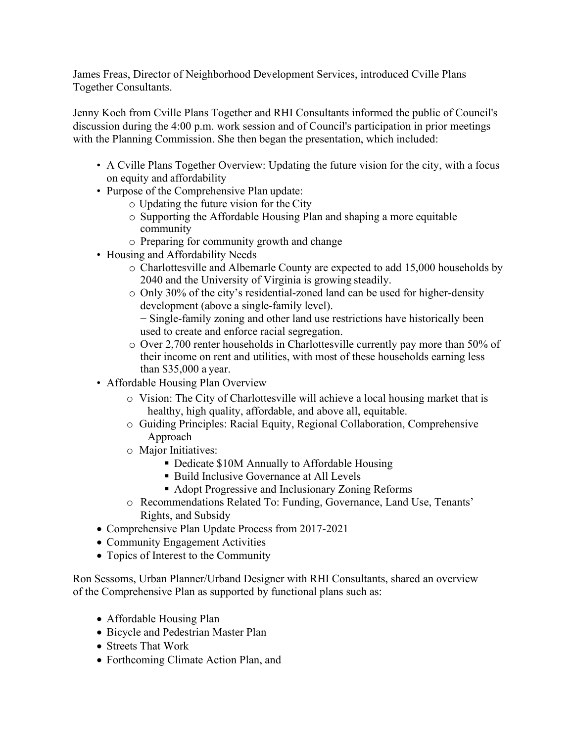James Freas, Director of Neighborhood Development Services, introduced Cville Plans Together Consultants.

Jenny Koch from Cville Plans Together and RHI Consultants informed the public of Council's discussion during the 4:00 p.m. work session and of Council's participation in prior meetings with the Planning Commission. She then began the presentation, which included:

- A Cville Plans Together Overview: Updating the future vision for the city, with a focus on equity and affordability
- Purpose of the Comprehensive Plan update:
  - Updating the future vision for the City
  - Supporting the Affordable Housing Plan and shaping a more equitable community
  - Preparing for community growth and change
- Housing and Affordability Needs
  - Charlottesville and Albemarle County are expected to add 15,000 households by 2040 and the University of Virginia is growing steadily.
  - Only 30% of the city's residential-zoned land can be used for higher-density development (above a single-family level).
    − Single-family zoning and other land use restrictions have historically been used to create and enforce racial segregation.
  - Over 2,700 renter households in Charlottesville currently pay more than 50% of their income on rent and utilities, with most of these households earning less than $35,000 a year.
- Affordable Housing Plan Overview
  - Vision: The City of Charlottesville will achieve a local housing market that is healthy, high quality, affordable, and above all, equitable.
  - Guiding Principles: Racial Equity, Regional Collaboration, Comprehensive Approach
  - Major Initiatives:
    - Dedicate $10M Annually to Affordable Housing
    - Build Inclusive Governance at All Levels
    - Adopt Progressive and Inclusionary Zoning Reforms
  - Recommendations Related To: Funding, Governance, Land Use, Tenants' Rights, and Subsidy
- Comprehensive Plan Update Process from 2017-2021
- Community Engagement Activities
- Topics of Interest to the Community

Ron Sessoms, Urban Planner/Urband Designer with RHI Consultants, shared an overview of the Comprehensive Plan as supported by functional plans such as:

- Affordable Housing Plan
- Bicycle and Pedestrian Master Plan
- Streets That Work
- Forthcoming Climate Action Plan, and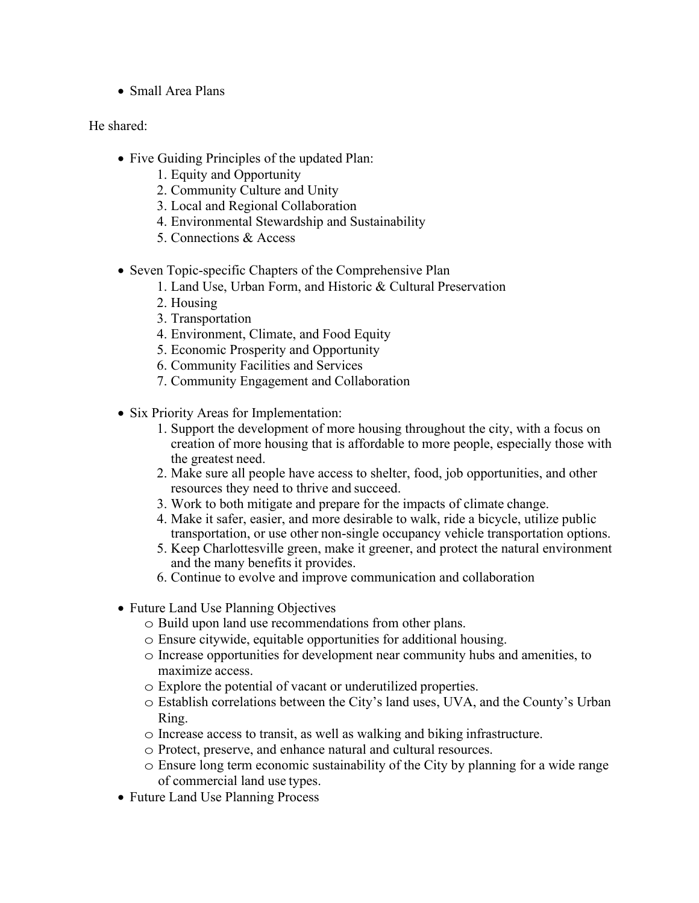- Small Area Plans

He shared:

- Five Guiding Principles of the updated Plan:
    1. Equity and Opportunity
    2. Community Culture and Unity
    3. Local and Regional Collaboration
    4. Environmental Stewardship and Sustainability
    5. Connections & Access

- Seven Topic-specific Chapters of the Comprehensive Plan
    1. Land Use, Urban Form, and Historic & Cultural Preservation
    2. Housing
    3. Transportation
    4. Environment, Climate, and Food Equity
    5. Economic Prosperity and Opportunity
    6. Community Facilities and Services
    7. Community Engagement and Collaboration

- Six Priority Areas for Implementation:
    1. Support the development of more housing throughout the city, with a focus on creation of more housing that is affordable to more people, especially those with the greatest need.
    2. Make sure all people have access to shelter, food, job opportunities, and other resources they need to thrive and succeed.
    3. Work to both mitigate and prepare for the impacts of climate change.
    4. Make it safer, easier, and more desirable to walk, ride a bicycle, utilize public transportation, or use other non-single occupancy vehicle transportation options.
    5. Keep Charlottesville green, make it greener, and protect the natural environment and the many benefits it provides.
    6. Continue to evolve and improve communication and collaboration

- Future Land Use Planning Objectives
    - Build upon land use recommendations from other plans.
    - Ensure citywide, equitable opportunities for additional housing.
    - Increase opportunities for development near community hubs and amenities, to maximize access.
    - Explore the potential of vacant or underutilized properties.
    - Establish correlations between the City's land uses, UVA, and the County's Urban Ring.
    - Increase access to transit, as well as walking and biking infrastructure.
    - Protect, preserve, and enhance natural and cultural resources.
    - Ensure long term economic sustainability of the City by planning for a wide range of commercial land use types.
- Future Land Use Planning Process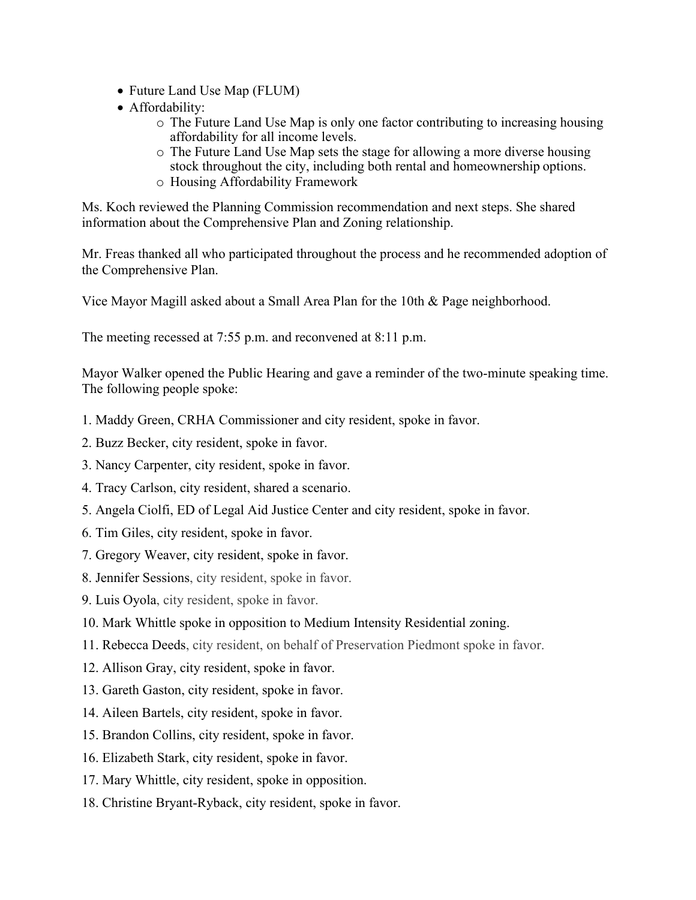- Future Land Use Map (FLUM)
- Affordability:
  - The Future Land Use Map is only one factor contributing to increasing housing affordability for all income levels.
  - The Future Land Use Map sets the stage for allowing a more diverse housing stock throughout the city, including both rental and homeownership options.
  - Housing Affordability Framework

Ms. Koch reviewed the Planning Commission recommendation and next steps. She shared information about the Comprehensive Plan and Zoning relationship.

Mr. Freas thanked all who participated throughout the process and he recommended adoption of the Comprehensive Plan.

Vice Mayor Magill asked about a Small Area Plan for the 10th & Page neighborhood.

The meeting recessed at 7:55 p.m. and reconvened at 8:11 p.m.

Mayor Walker opened the Public Hearing and gave a reminder of the two-minute speaking time. The following people spoke:

1. Maddy Green, CRHA Commissioner and city resident, spoke in favor.
2. Buzz Becker, city resident, spoke in favor.
3. Nancy Carpenter, city resident, spoke in favor.
4. Tracy Carlson, city resident, shared a scenario.
5. Angela Ciolfi, ED of Legal Aid Justice Center and city resident, spoke in favor.
6. Tim Giles, city resident, spoke in favor.
7. Gregory Weaver, city resident, spoke in favor.
8. Jennifer Sessions, city resident, spoke in favor.
9. Luis Oyola, city resident, spoke in favor.
10. Mark Whittle spoke in opposition to Medium Intensity Residential zoning.
11. Rebecca Deeds, city resident, on behalf of Preservation Piedmont spoke in favor.
12. Allison Gray, city resident, spoke in favor.
13. Gareth Gaston, city resident, spoke in favor.
14. Aileen Bartels, city resident, spoke in favor.
15. Brandon Collins, city resident, spoke in favor.
16. Elizabeth Stark, city resident, spoke in favor.
17. Mary Whittle, city resident, spoke in opposition.
18. Christine Bryant-Ryback, city resident, spoke in favor.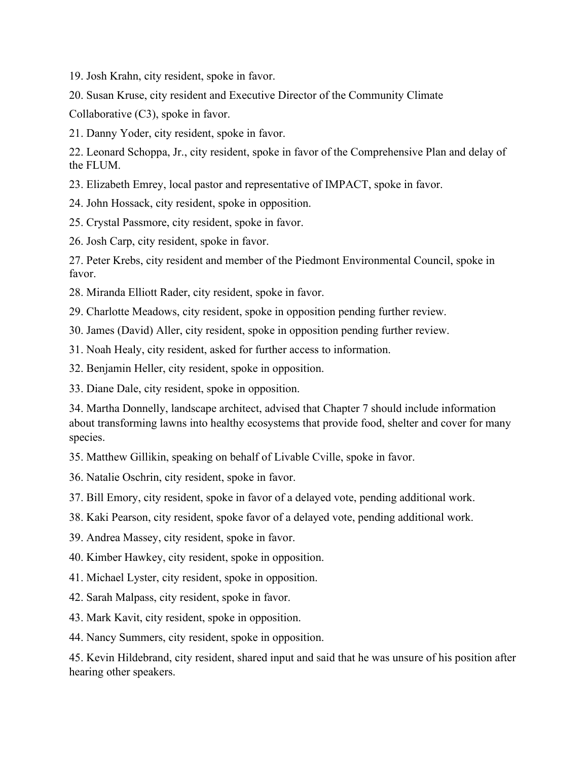19. Josh Krahn, city resident, spoke in favor.
20. Susan Kruse, city resident and Executive Director of the Community Climate Collaborative (C3), spoke in favor.
21. Danny Yoder, city resident, spoke in favor.
22. Leonard Schoppa, Jr., city resident, spoke in favor of the Comprehensive Plan and delay of the FLUM.
23. Elizabeth Emrey, local pastor and representative of IMPACT, spoke in favor.
24. John Hossack, city resident, spoke in opposition.
25. Crystal Passmore, city resident, spoke in favor.
26. Josh Carp, city resident, spoke in favor.
27. Peter Krebs, city resident and member of the Piedmont Environmental Council, spoke in favor.
28. Miranda Elliott Rader, city resident, spoke in favor.
29. Charlotte Meadows, city resident, spoke in opposition pending further review.
30. James (David) Aller, city resident, spoke in opposition pending further review.
31. Noah Healy, city resident, asked for further access to information.
32. Benjamin Heller, city resident, spoke in opposition.
33. Diane Dale, city resident, spoke in opposition.
34. Martha Donnelly, landscape architect, advised that Chapter 7 should include information about transforming lawns into healthy ecosystems that provide food, shelter and cover for many species.
35. Matthew Gillikin, speaking on behalf of Livable Cville, spoke in favor.
36. Natalie Oschrin, city resident, spoke in favor.
37. Bill Emory, city resident, spoke in favor of a delayed vote, pending additional work.
38. Kaki Pearson, city resident, spoke favor of a delayed vote, pending additional work.
39. Andrea Massey, city resident, spoke in favor.
40. Kimber Hawkey, city resident, spoke in opposition.
41. Michael Lyster, city resident, spoke in opposition.
42. Sarah Malpass, city resident, spoke in favor.
43. Mark Kavit, city resident, spoke in opposition.
44. Nancy Summers, city resident, spoke in opposition.
45. Kevin Hildebrand, city resident, shared input and said that he was unsure of his position after hearing other speakers.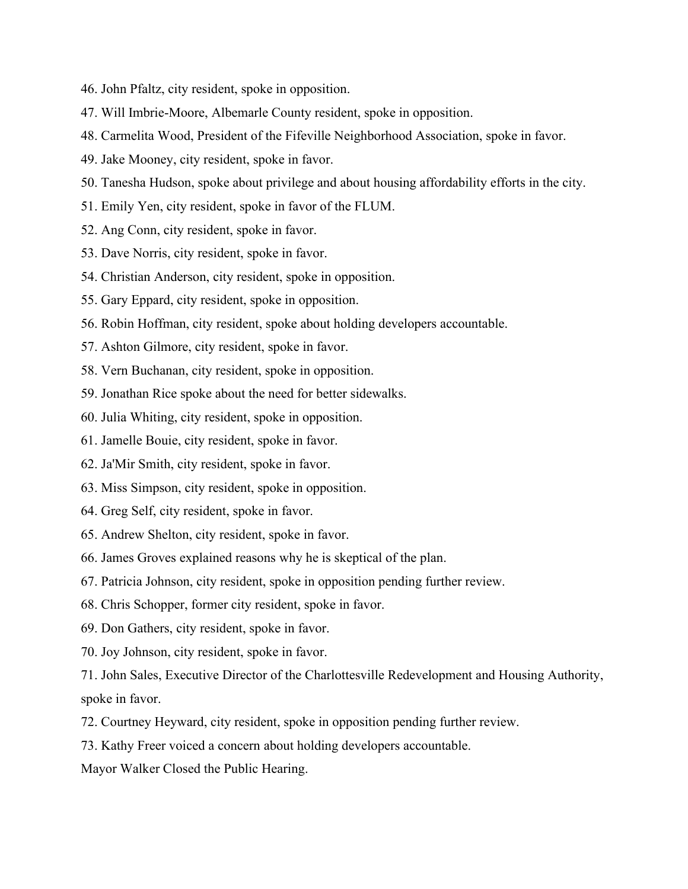46. John Pfaltz, city resident, spoke in opposition.
47. Will Imbrie-Moore, Albemarle County resident, spoke in opposition.
48. Carmelita Wood, President of the Fifeville Neighborhood Association, spoke in favor.
49. Jake Mooney, city resident, spoke in favor.
50. Tanesha Hudson, spoke about privilege and about housing affordability efforts in the city.
51. Emily Yen, city resident, spoke in favor of the FLUM.
52. Ang Conn, city resident, spoke in favor.
53. Dave Norris, city resident, spoke in favor.
54. Christian Anderson, city resident, spoke in opposition.
55. Gary Eppard, city resident, spoke in opposition.
56. Robin Hoffman, city resident, spoke about holding developers accountable.
57. Ashton Gilmore, city resident, spoke in favor.
58. Vern Buchanan, city resident, spoke in opposition.
59. Jonathan Rice spoke about the need for better sidewalks.
60. Julia Whiting, city resident, spoke in opposition.
61. Jamelle Bouie, city resident, spoke in favor.
62. Ja'Mir Smith, city resident, spoke in favor.
63. Miss Simpson, city resident, spoke in opposition.
64. Greg Self, city resident, spoke in favor.
65. Andrew Shelton, city resident, spoke in favor.
66. James Groves explained reasons why he is skeptical of the plan.
67. Patricia Johnson, city resident, spoke in opposition pending further review.
68. Chris Schopper, former city resident, spoke in favor.
69. Don Gathers, city resident, spoke in favor.
70. Joy Johnson, city resident, spoke in favor.
71. John Sales, Executive Director of the Charlottesville Redevelopment and Housing Authority, spoke in favor.
72. Courtney Heyward, city resident, spoke in opposition pending further review.
73. Kathy Freer voiced a concern about holding developers accountable.

Mayor Walker Closed the Public Hearing.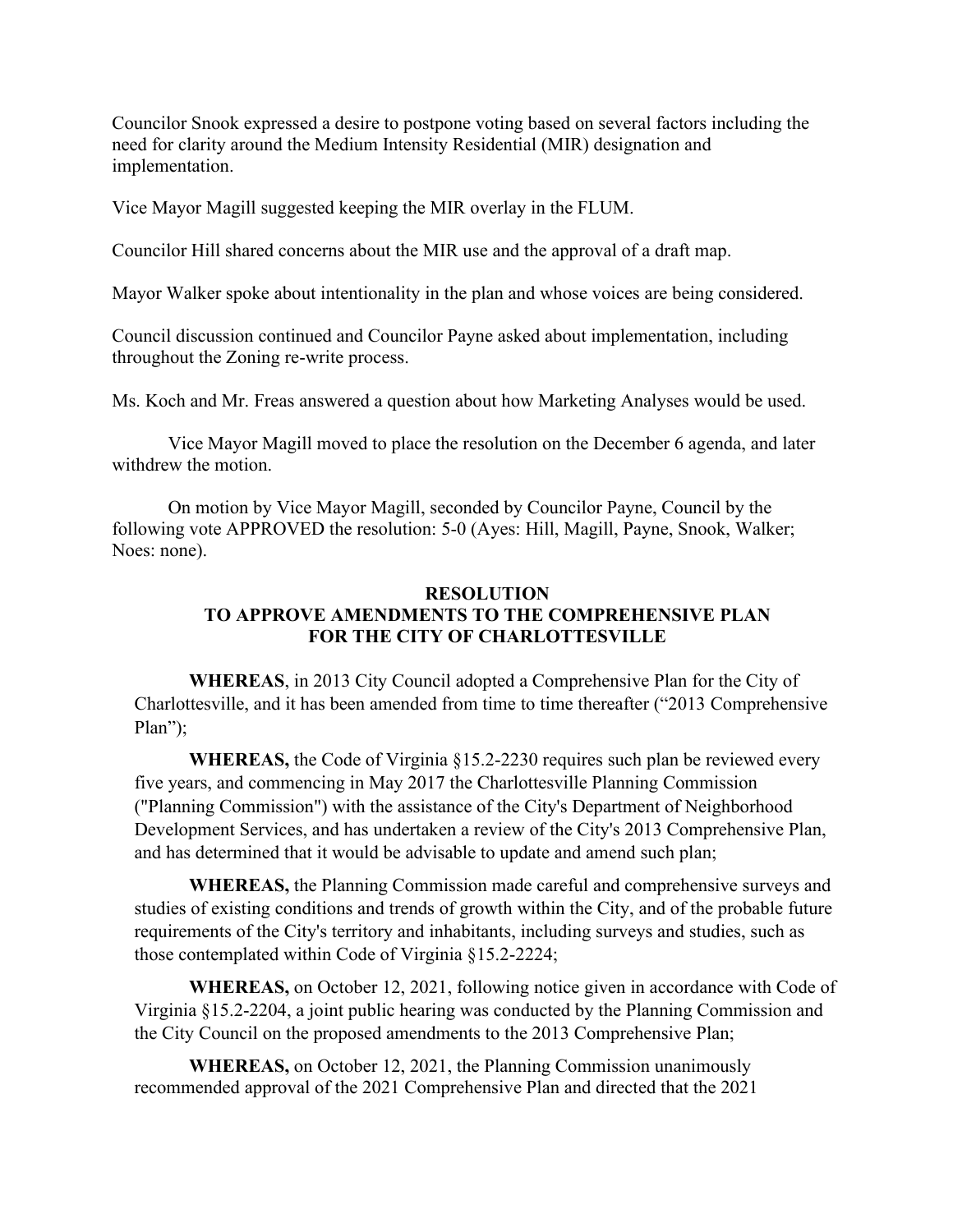Councilor Snook expressed a desire to postpone voting based on several factors including the need for clarity around the Medium Intensity Residential (MIR) designation and implementation.

Vice Mayor Magill suggested keeping the MIR overlay in the FLUM.

Councilor Hill shared concerns about the MIR use and the approval of a draft map.

Mayor Walker spoke about intentionality in the plan and whose voices are being considered.

Council discussion continued and Councilor Payne asked about implementation, including throughout the Zoning re-write process.

Ms. Koch and Mr. Freas answered a question about how Marketing Analyses would be used.

Vice Mayor Magill moved to place the resolution on the December 6 agenda, and later withdrew the motion.

On motion by Vice Mayor Magill, seconded by Councilor Payne, Council by the following vote APPROVED the resolution: 5-0 (Ayes: Hill, Magill, Payne, Snook, Walker; Noes: none).

**RESOLUTION**
**TO APPROVE AMENDMENTS TO THE COMPREHENSIVE PLAN FOR THE CITY OF CHARLOTTESVILLE**

**WHEREAS**, in 2013 City Council adopted a Comprehensive Plan for the City of Charlottesville, and it has been amended from time to time thereafter ("2013 Comprehensive Plan");

**WHEREAS,** the Code of Virginia §15.2-2230 requires such plan be reviewed every five years, and commencing in May 2017 the Charlottesville Planning Commission ("Planning Commission") with the assistance of the City's Department of Neighborhood Development Services, and has undertaken a review of the City's 2013 Comprehensive Plan, and has determined that it would be advisable to update and amend such plan;

**WHEREAS,** the Planning Commission made careful and comprehensive surveys and studies of existing conditions and trends of growth within the City, and of the probable future requirements of the City's territory and inhabitants, including surveys and studies, such as those contemplated within Code of Virginia §15.2-2224;

**WHEREAS,** on October 12, 2021, following notice given in accordance with Code of Virginia §15.2-2204, a joint public hearing was conducted by the Planning Commission and the City Council on the proposed amendments to the 2013 Comprehensive Plan;

**WHEREAS,** on October 12, 2021, the Planning Commission unanimously recommended approval of the 2021 Comprehensive Plan and directed that the 2021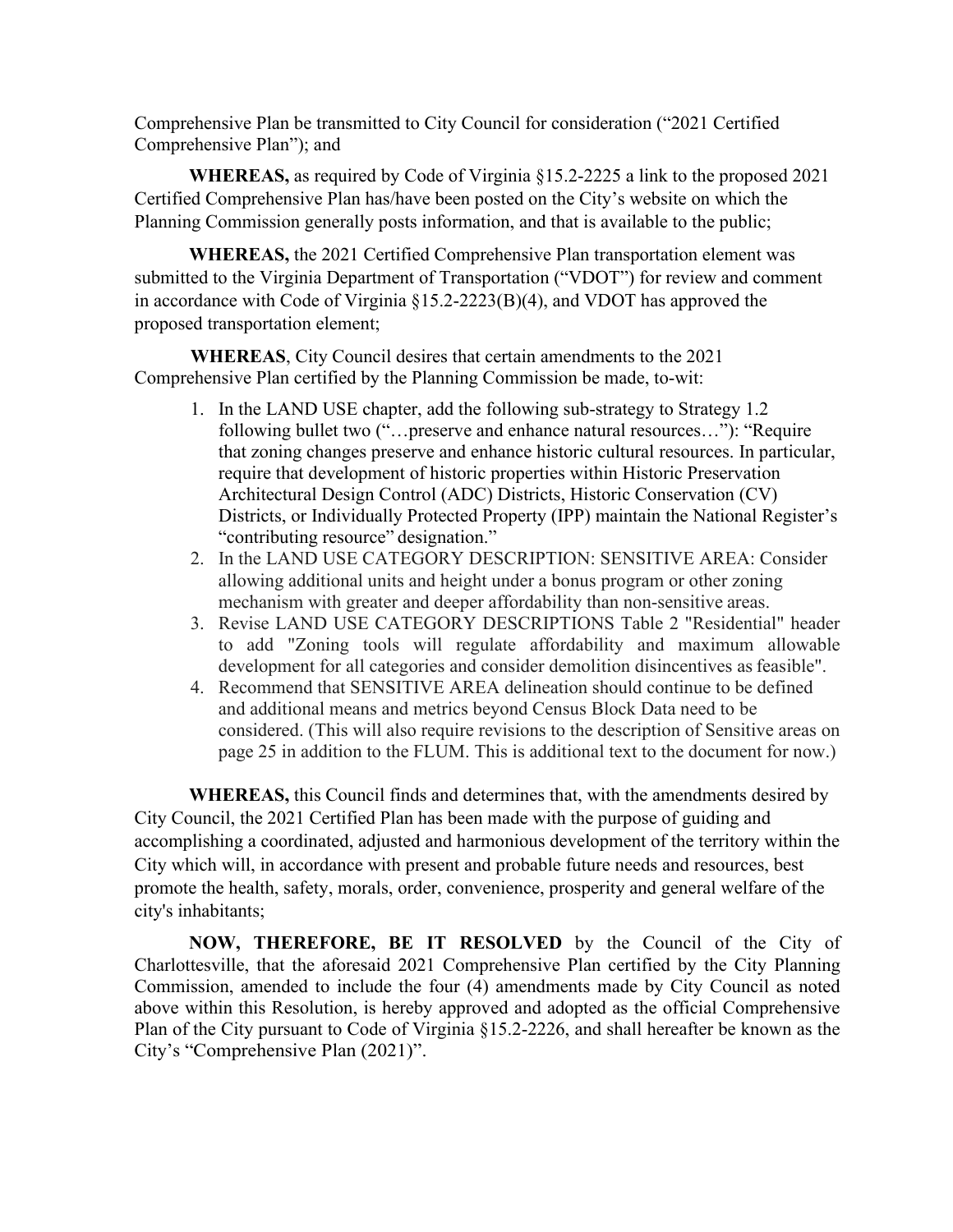Comprehensive Plan be transmitted to City Council for consideration ("2021 Certified Comprehensive Plan"); and

**WHEREAS,** as required by Code of Virginia §15.2-2225 a link to the proposed 2021 Certified Comprehensive Plan has/have been posted on the City's website on which the Planning Commission generally posts information, and that is available to the public;

**WHEREAS,** the 2021 Certified Comprehensive Plan transportation element was submitted to the Virginia Department of Transportation ("VDOT") for review and comment in accordance with Code of Virginia §15.2-2223(B)(4), and VDOT has approved the proposed transportation element;

**WHEREAS**, City Council desires that certain amendments to the 2021 Comprehensive Plan certified by the Planning Commission be made, to-wit:

1. In the LAND USE chapter, add the following sub-strategy to Strategy 1.2 following bullet two ("…preserve and enhance natural resources…"): "Require that zoning changes preserve and enhance historic cultural resources. In particular, require that development of historic properties within Historic Preservation Architectural Design Control (ADC) Districts, Historic Conservation (CV) Districts, or Individually Protected Property (IPP) maintain the National Register's "contributing resource" designation."
2. In the LAND USE CATEGORY DESCRIPTION: SENSITIVE AREA: Consider allowing additional units and height under a bonus program or other zoning mechanism with greater and deeper affordability than non-sensitive areas.
3. Revise LAND USE CATEGORY DESCRIPTIONS Table 2 "Residential" header to add "Zoning tools will regulate affordability and maximum allowable development for all categories and consider demolition disincentives as feasible".
4. Recommend that SENSITIVE AREA delineation should continue to be defined and additional means and metrics beyond Census Block Data need to be considered. (This will also require revisions to the description of Sensitive areas on page 25 in addition to the FLUM. This is additional text to the document for now.)

**WHEREAS,** this Council finds and determines that, with the amendments desired by City Council, the 2021 Certified Plan has been made with the purpose of guiding and accomplishing a coordinated, adjusted and harmonious development of the territory within the City which will, in accordance with present and probable future needs and resources, best promote the health, safety, morals, order, convenience, prosperity and general welfare of the city's inhabitants;

**NOW, THEREFORE, BE IT RESOLVED** by the Council of the City of Charlottesville, that the aforesaid 2021 Comprehensive Plan certified by the City Planning Commission, amended to include the four (4) amendments made by City Council as noted above within this Resolution, is hereby approved and adopted as the official Comprehensive Plan of the City pursuant to Code of Virginia §15.2-2226, and shall hereafter be known as the City's "Comprehensive Plan (2021)".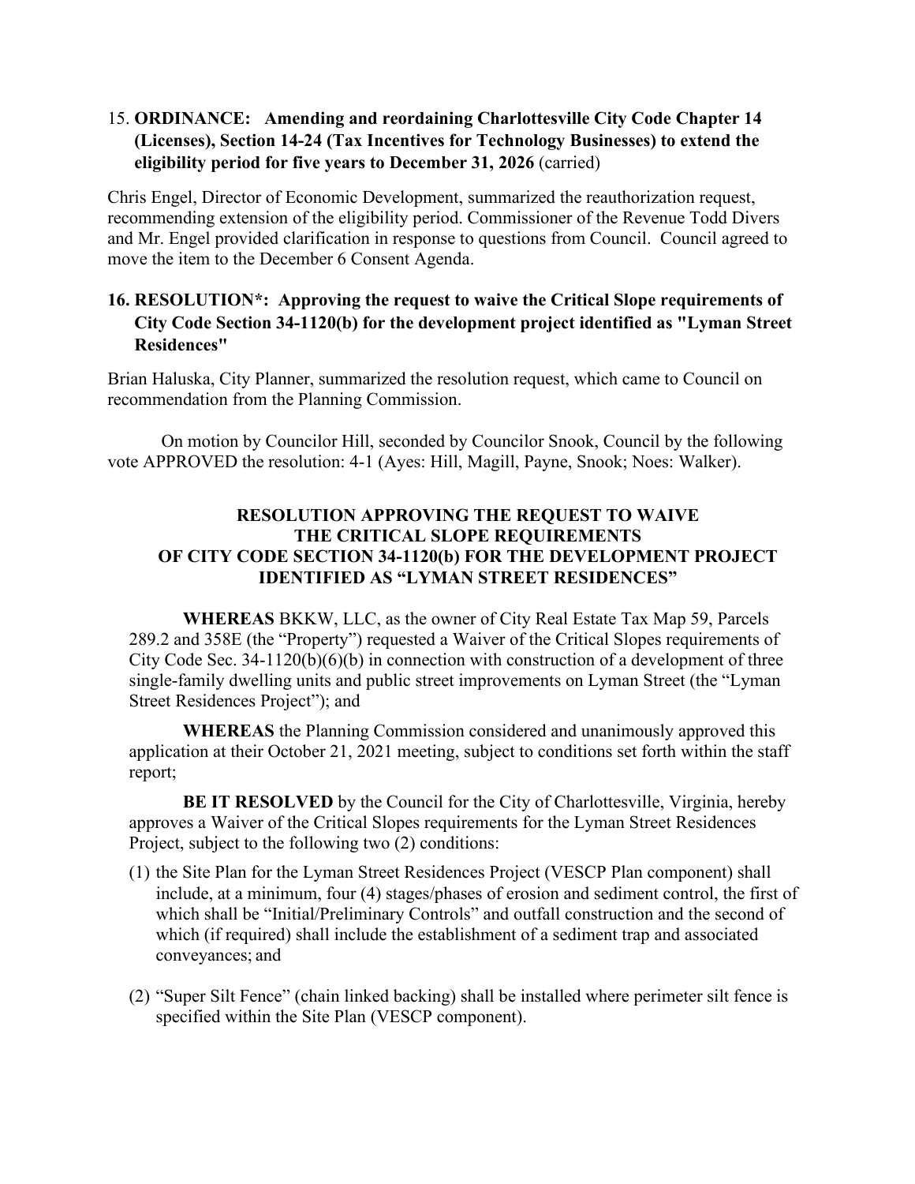15. **ORDINANCE: Amending and reordaining Charlottesville City Code Chapter 14 (Licenses), Section 14-24 (Tax Incentives for Technology Businesses) to extend the eligibility period for five years to December 31, 2026** (carried)

Chris Engel, Director of Economic Development, summarized the reauthorization request, recommending extension of the eligibility period. Commissioner of the Revenue Todd Divers and Mr. Engel provided clarification in response to questions from Council. Council agreed to move the item to the December 6 Consent Agenda.

16. **RESOLUTION*: Approving the request to waive the Critical Slope requirements of City Code Section 34-1120(b) for the development project identified as "Lyman Street Residences"**

Brian Haluska, City Planner, summarized the resolution request, which came to Council on recommendation from the Planning Commission.

On motion by Councilor Hill, seconded by Councilor Snook, Council by the following vote APPROVED the resolution: 4-1 (Ayes: Hill, Magill, Payne, Snook; Noes: Walker).

**RESOLUTION APPROVING THE REQUEST TO WAIVE THE CRITICAL SLOPE REQUIREMENTS OF CITY CODE SECTION 34-1120(b) FOR THE DEVELOPMENT PROJECT IDENTIFIED AS "LYMAN STREET RESIDENCES"**

**WHEREAS** BKKW, LLC, as the owner of City Real Estate Tax Map 59, Parcels 289.2 and 358E (the "Property") requested a Waiver of the Critical Slopes requirements of City Code Sec. 34-1120(b)(6)(b) in connection with construction of a development of three single-family dwelling units and public street improvements on Lyman Street (the "Lyman Street Residences Project"); and

**WHEREAS** the Planning Commission considered and unanimously approved this application at their October 21, 2021 meeting, subject to conditions set forth within the staff report;

**BE IT RESOLVED** by the Council for the City of Charlottesville, Virginia, hereby approves a Waiver of the Critical Slopes requirements for the Lyman Street Residences Project, subject to the following two (2) conditions:

(1) the Site Plan for the Lyman Street Residences Project (VESCP Plan component) shall include, at a minimum, four (4) stages/phases of erosion and sediment control, the first of which shall be "Initial/Preliminary Controls" and outfall construction and the second of which (if required) shall include the establishment of a sediment trap and associated conveyances; and

(2) "Super Silt Fence" (chain linked backing) shall be installed where perimeter silt fence is specified within the Site Plan (VESCP component).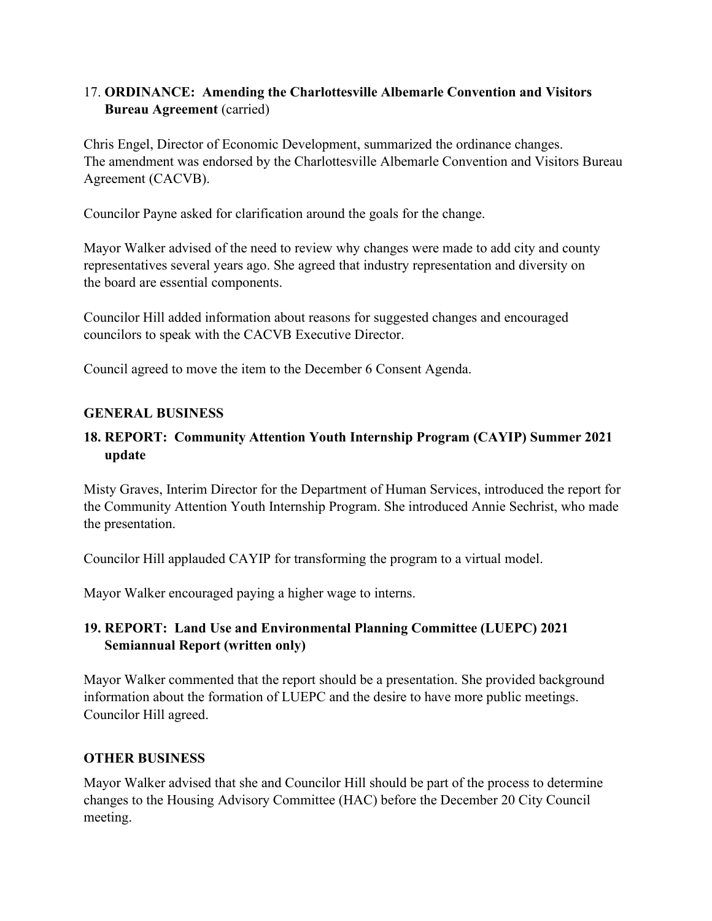17. **ORDINANCE: Amending the Charlottesville Albemarle Convention and Visitors Bureau Agreement** (carried)

Chris Engel, Director of Economic Development, summarized the ordinance changes. The amendment was endorsed by the Charlottesville Albemarle Convention and Visitors Bureau Agreement (CACVB).

Councilor Payne asked for clarification around the goals for the change.

Mayor Walker advised of the need to review why changes were made to add city and county representatives several years ago. She agreed that industry representation and diversity on the board are essential components.

Councilor Hill added information about reasons for suggested changes and encouraged councilors to speak with the CACVB Executive Director.

Council agreed to move the item to the December 6 Consent Agenda.

**GENERAL BUSINESS**

**18. REPORT: Community Attention Youth Internship Program (CAYIP) Summer 2021 update**

Misty Graves, Interim Director for the Department of Human Services, introduced the report for the Community Attention Youth Internship Program. She introduced Annie Sechrist, who made the presentation.

Councilor Hill applauded CAYIP for transforming the program to a virtual model.

Mayor Walker encouraged paying a higher wage to interns.

**19. REPORT: Land Use and Environmental Planning Committee (LUEPC) 2021 Semiannual Report (written only)**

Mayor Walker commented that the report should be a presentation. She provided background information about the formation of LUEPC and the desire to have more public meetings. Councilor Hill agreed.

**OTHER BUSINESS**

Mayor Walker advised that she and Councilor Hill should be part of the process to determine changes to the Housing Advisory Committee (HAC) before the December 20 City Council meeting.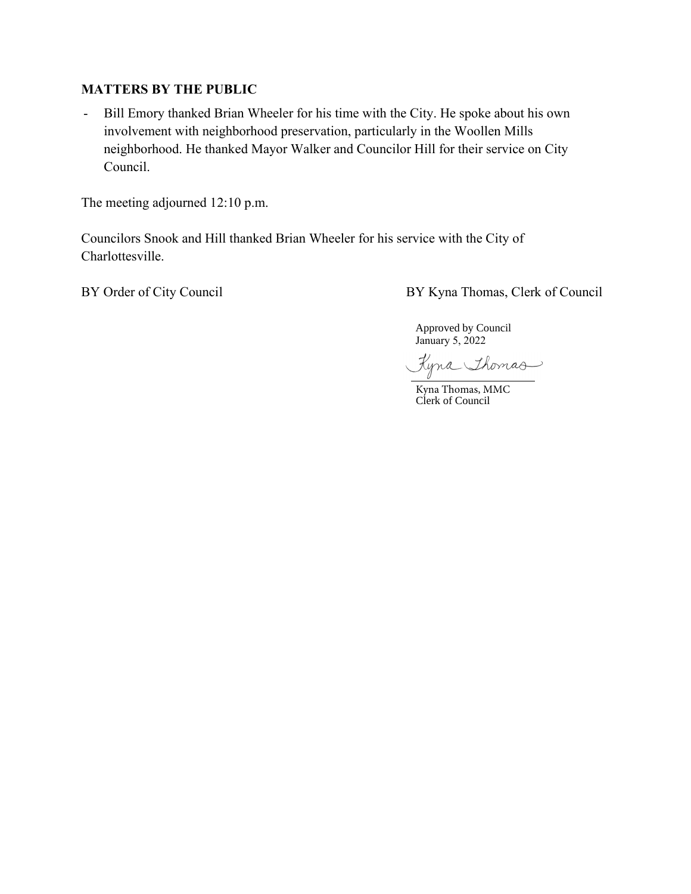## MATTERS BY THE PUBLIC

- Bill Emory thanked Brian Wheeler for his time with the City. He spoke about his own involvement with neighborhood preservation, particularly in the Woollen Mills neighborhood. He thanked Mayor Walker and Councilor Hill for their service on City Council.

The meeting adjourned 12:10 p.m.

Councilors Snook and Hill thanked Brian Wheeler for his service with the City of Charlottesville.

BY Order of City Council

BY Kyna Thomas, Clerk of Council

Approved by Council
January 5, 2022

Kyna Thomas

Kyna Thomas, MMC
Clerk of Council